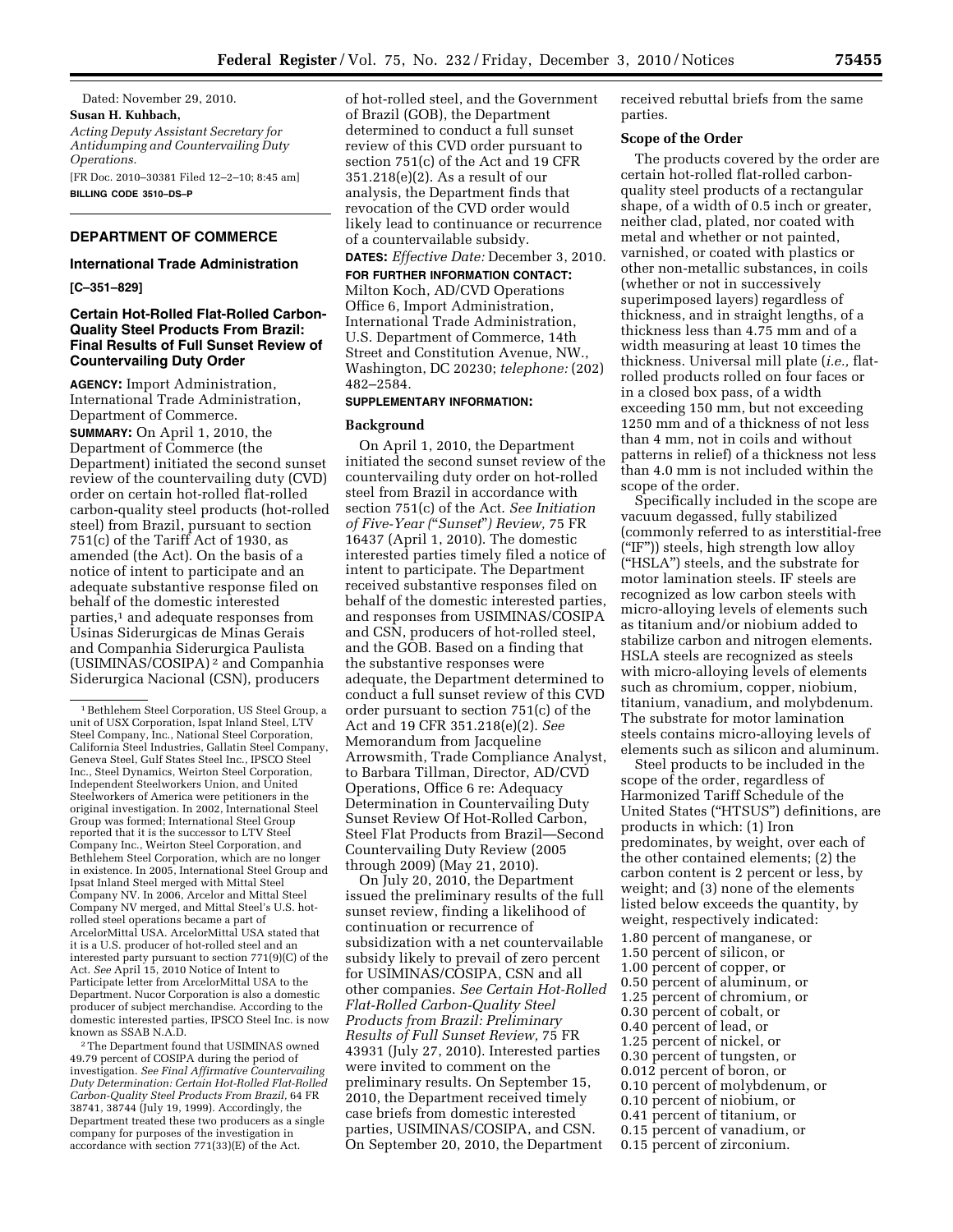Dated: November 29, 2010.

**Susan H. Kuhbach,**

*Acting Deputy Assistant Secretary for Antidumping and Countervailing Duty Operations.*

[FR Doc. 2010–30381 Filed 12–2–10; 8:45 am]

**BILLING CODE 3510–DS–P**

## DEPARTMENT OF COMMERCE

### International Trade Administration

**[C–351–829]**

### Certain Hot-Rolled Flat-Rolled Carbon-Quality Steel Products From Brazil: Final Results of Full Sunset Review of Countervailing Duty Order

**AGENCY:** Import Administration, International Trade Administration, Department of Commerce.

**SUMMARY:** On April 1, 2010, the Department of Commerce (the Department) initiated the second sunset review of the countervailing duty (CVD) order on certain hot-rolled flat-rolled carbon-quality steel products (hot-rolled steel) from Brazil, pursuant to section 751(c) of the Tariff Act of 1930, as amended (the Act). On the basis of a notice of intent to participate and an adequate substantive response filed on behalf of the domestic interested parties,[1] and adequate responses from Usinas Siderurgicas de Minas Gerais and Companhia Siderurgica Paulista (USIMINAS/COSIPA)[2] and Companhia Siderurgica Nacional (CSN), producers of hot-rolled steel, and the Government of Brazil (GOB), the Department determined to conduct a full sunset review of this CVD order pursuant to section 751(c) of the Act and 19 CFR 351.218(e)(2). As a result of our analysis, the Department finds that revocation of the CVD order would likely lead to continuance or recurrence of a countervailable subsidy.

**DATES:** *Effective Date:* December 3, 2010.

**FOR FURTHER INFORMATION CONTACT:** Milton Koch, AD/CVD Operations Office 6, Import Administration, International Trade Administration, U.S. Department of Commerce, 14th Street and Constitution Avenue, NW., Washington, DC 20230; *telephone:* (202) 482–2584.

**SUPPLEMENTARY INFORMATION:**

#### Background

On April 1, 2010, the Department initiated the second sunset review of the countervailing duty order on hot-rolled steel from Brazil in accordance with section 751(c) of the Act. *See Initiation of Five-Year ("Sunset") Review,* 75 FR 16437 (April 1, 2010). The domestic interested parties timely filed a notice of intent to participate. The Department received substantive responses filed on behalf of the domestic interested parties, and responses from USIMINAS/COSIPA and CSN, producers of hot-rolled steel, and the GOB. Based on a finding that the substantive responses were adequate, the Department determined to conduct a full sunset review of this CVD order pursuant to section 751(c) of the Act and 19 CFR 351.218(e)(2). *See* Memorandum from Jacqueline Arrowsmith, Trade Compliance Analyst, to Barbara Tillman, Director, AD/CVD Operations, Office 6 re: Adequacy Determination in Countervailing Duty Sunset Review Of Hot-Rolled Carbon, Steel Flat Products from Brazil—Second Countervailing Duty Review (2005 through 2009) (May 21, 2010).

On July 20, 2010, the Department issued the preliminary results of the full sunset review, finding a likelihood of continuation or recurrence of subsidization with a net countervailable subsidy likely to prevail of zero percent for USIMINAS/COSIPA, CSN and all other companies. *See Certain Hot-Rolled Flat-Rolled Carbon-Quality Steel Products from Brazil: Preliminary Results of Full Sunset Review,* 75 FR 43931 (July 27, 2010). Interested parties were invited to comment on the preliminary results. On September 15, 2010, the Department received timely case briefs from domestic interested parties, USIMINAS/COSIPA, and CSN. On September 20, 2010, the Department received rebuttal briefs from the same parties.

#### Scope of the Order

The products covered by the order are certain hot-rolled flat-rolled carbon-quality steel products of a rectangular shape, of a width of 0.5 inch or greater, neither clad, plated, nor coated with metal and whether or not painted, varnished, or coated with plastics or other non-metallic substances, in coils (whether or not in successively superimposed layers) regardless of thickness, and in straight lengths, of a thickness less than 4.75 mm and of a width measuring at least 10 times the thickness. Universal mill plate (*i.e.,* flat-rolled products rolled on four faces or in a closed box pass, of a width exceeding 150 mm, but not exceeding 1250 mm and of a thickness of not less than 4 mm, not in coils and without patterns in relief) of a thickness not less than 4.0 mm is not included within the scope of the order.

Specifically included in the scope are vacuum degassed, fully stabilized (commonly referred to as interstitial-free ("IF")) steels, high strength low alloy ("HSLA") steels, and the substrate for motor lamination steels. IF steels are recognized as low carbon steels with micro-alloying levels of elements such as titanium and/or niobium added to stabilize carbon and nitrogen elements. HSLA steels are recognized as steels with micro-alloying levels of elements such as chromium, copper, niobium, titanium, vanadium, and molybdenum. The substrate for motor lamination steels contains micro-alloying levels of elements such as silicon and aluminum.

Steel products to be included in the scope of the order, regardless of Harmonized Tariff Schedule of the United States ("HTSUS") definitions, are products in which: (1) Iron predominates, by weight, over each of the other contained elements; (2) the carbon content is 2 percent or less, by weight; and (3) none of the elements listed below exceeds the quantity, by weight, respectively indicated:

1.80 percent of manganese, or
1.50 percent of silicon, or
1.00 percent of copper, or
0.50 percent of aluminum, or
1.25 percent of chromium, or
0.30 percent of cobalt, or
0.40 percent of lead, or
1.25 percent of nickel, or
0.30 percent of tungsten, or
0.012 percent of boron, or
0.10 percent of molybdenum, or
0.10 percent of niobium, or
0.41 percent of titanium, or
0.15 percent of vanadium, or
0.15 percent of zirconium.

---

[1] Bethlehem Steel Corporation, US Steel Group, a unit of USX Corporation, Ispat Inland Steel, LTV Steel Company, Inc., National Steel Corporation, California Steel Industries, Gallatin Steel Company, Geneva Steel, Gulf States Steel Inc., IPSCO Steel Inc., Steel Dynamics, Weirton Steel Corporation, Independent Steelworkers Union, and United Steelworkers of America were petitioners in the original investigation. In 2002, International Steel Group was formed; International Steel Group reported that it is the successor to LTV Steel Company Inc., Weirton Steel Corporation, and Bethlehem Steel Corporation, which are no longer in existence. In 2005, International Steel Group and Ipsat Inland Steel merged with Mittal Steel Company NV. In 2006, Arcelor and Mittal Steel Company NV merged, and Mittal Steel's U.S. hot-rolled steel operations became a part of ArcelorMittal USA. ArcelorMittal USA stated that it is a U.S. producer of hot-rolled steel and an interested party pursuant to section 771(9)(C) of the Act. *See* April 15, 2010 Notice of Intent to Participate letter from ArcelorMittal USA to the Department. Nucor Corporation is also a domestic producer of subject merchandise. According to the domestic interested parties, IPSCO Steel Inc. is now known as SSAB N.A.D.

[2] The Department found that USIMINAS owned 49.79 percent of COSIPA during the period of investigation. *See Final Affirmative Countervailing Duty Determination: Certain Hot-Rolled Flat-Rolled Carbon-Quality Steel Products From Brazil,* 64 FR 38741, 38744 (July 19, 1999). Accordingly, the Department treated these two producers as a single company for purposes of the investigation in accordance with section 771(33)(E) of the Act.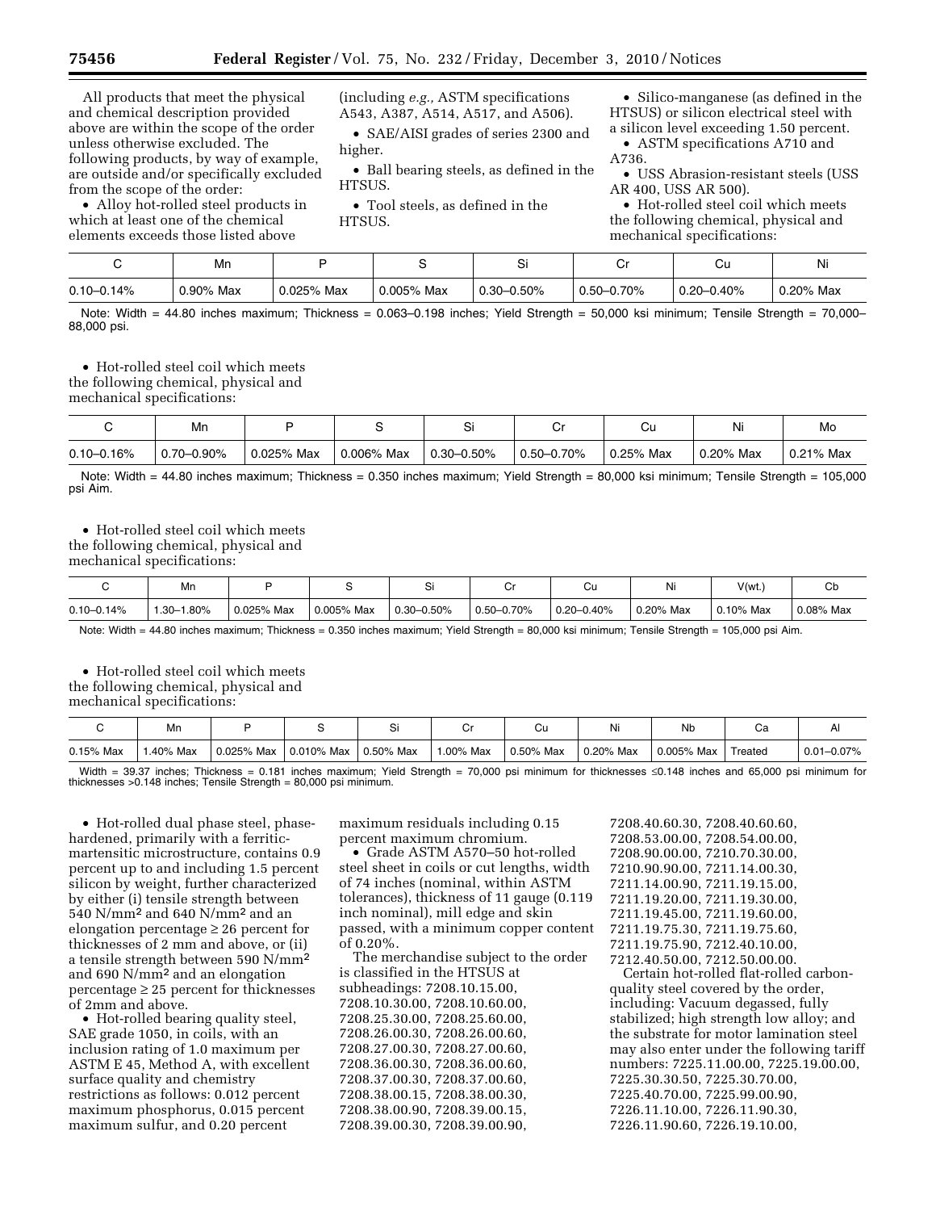All products that meet the physical and chemical description provided above are within the scope of the order unless otherwise excluded. The following products, by way of example, are outside and/or specifically excluded from the scope of the order:

- Alloy hot-rolled steel products in which at least one of the chemical elements exceeds those listed above (including *e.g.,* ASTM specifications A543, A387, A514, A517, and A506).
- SAE/AISI grades of series 2300 and higher.
- Ball bearing steels, as defined in the HTSUS.
- Tool steels, as defined in the HTSUS.
- Silico-manganese (as defined in the HTSUS) or silicon electrical steel with a silicon level exceeding 1.50 percent.
- ASTM specifications A710 and A736.
- USS Abrasion-resistant steels (USS AR 400, USS AR 500).
- Hot-rolled steel coil which meets the following chemical, physical and mechanical specifications:

| C | Mn | P | S | Si | Cr | Cu | Ni |
|---|---|---|---|---|---|---|---|
| 0.10–0.14% | 0.90% Max | 0.025% Max | 0.005% Max | 0.30–0.50% | 0.50–0.70% | 0.20–0.40% | 0.20% Max |

Note: Width = 44.80 inches maximum; Thickness = 0.063–0.198 inches; Yield Strength = 50,000 ksi minimum; Tensile Strength = 70,000–88,000 psi.

- Hot-rolled steel coil which meets the following chemical, physical and mechanical specifications:

| C | Mn | P | S | Si | Cr | Cu | Ni | Mo |
|---|---|---|---|---|---|---|---|---|
| 0.10–0.16% | 0.70–0.90% | 0.025% Max | 0.006% Max | 0.30–0.50% | 0.50–0.70% | 0.25% Max | 0.20% Max | 0.21% Max |

Note: Width = 44.80 inches maximum; Thickness = 0.350 inches maximum; Yield Strength = 80,000 ksi minimum; Tensile Strength = 105,000 psi Aim.

- Hot-rolled steel coil which meets the following chemical, physical and mechanical specifications:

| C | Mn | P | S | Si | Cr | Cu | Ni | V(wt.) | Cb |
|---|---|---|---|---|---|---|---|---|---|
| 0.10–0.14% | 1.30–1.80% | 0.025% Max | 0.005% Max | 0.30–0.50% | 0.50–0.70% | 0.20–0.40% | 0.20% Max | 0.10% Max | 0.08% Max |

Note: Width = 44.80 inches maximum; Thickness = 0.350 inches maximum; Yield Strength = 80,000 ksi minimum; Tensile Strength = 105,000 psi Aim.

- Hot-rolled steel coil which meets the following chemical, physical and mechanical specifications:

| C | Mn | P | S | Si | Cr | Cu | Ni | Nb | Ca | Al |
|---|---|---|---|---|---|---|---|---|---|---|
| 0.15% Max | 1.40% Max | 0.025% Max | 0.010% Max | 0.50% Max | 1.00% Max | 0.50% Max | 0.20% Max | 0.005% Max | Treated | 0.01–0.07% |

Width = 39.37 inches; Thickness = 0.181 inches maximum; Yield Strength = 70,000 psi minimum for thicknesses ≤0.148 inches and 65,000 psi minimum for thicknesses >0.148 inches; Tensile Strength = 80,000 psi minimum.

- Hot-rolled dual phase steel, phase-hardened, primarily with a ferritic-martensitic microstructure, contains 0.9 percent up to and including 1.5 percent silicon by weight, further characterized by either (i) tensile strength between 540 $N/mm^2$ and 640 $N/mm^2$ and an elongation percentage ≥ 26 percent for thicknesses of 2 mm and above, or (ii) a tensile strength between 590 $N/mm^2$ and 690 $N/mm^2$ and an elongation percentage ≥ 25 percent for thicknesses of 2mm and above.
- Hot-rolled bearing quality steel, SAE grade 1050, in coils, with an inclusion rating of 1.0 maximum per ASTM E 45, Method A, with excellent surface quality and chemistry restrictions as follows: 0.012 percent maximum phosphorus, 0.015 percent maximum sulfur, and 0.20 percent maximum residuals including 0.15 percent maximum chromium.
- Grade ASTM A570–50 hot-rolled steel sheet in coils or cut lengths, width of 74 inches (nominal, within ASTM tolerances), thickness of 11 gauge (0.119 inch nominal), mill edge and skin passed, with a minimum copper content of 0.20%.

The merchandise subject to the order is classified in the HTSUS at subheadings: 7208.10.15.00, 7208.10.30.00, 7208.10.60.00, 7208.25.30.00, 7208.25.60.00, 7208.26.00.30, 7208.26.00.60, 7208.27.00.30, 7208.27.00.60, 7208.36.00.30, 7208.36.00.60, 7208.37.00.30, 7208.37.00.60, 7208.38.00.15, 7208.38.00.30, 7208.38.00.90, 7208.39.00.15, 7208.39.00.30, 7208.39.00.90, 7208.40.60.30, 7208.40.60.60, 7208.53.00.00, 7208.54.00.00, 7208.90.00.00, 7210.70.30.00, 7210.90.90.00, 7211.14.00.30, 7211.14.00.90, 7211.19.15.00, 7211.19.20.00, 7211.19.30.00, 7211.19.45.00, 7211.19.60.00, 7211.19.75.30, 7211.19.75.60, 7211.19.75.90, 7212.40.10.00, 7212.40.50.00, 7212.50.00.00.

Certain hot-rolled flat-rolled carbon-quality steel covered by the order, including: Vacuum degassed, fully stabilized; high strength low alloy; and the substrate for motor lamination steel may also enter under the following tariff numbers: 7225.11.00.00, 7225.19.00.00, 7225.30.30.50, 7225.30.70.00, 7225.40.70.00, 7225.99.00.90, 7226.11.10.00, 7226.11.90.30, 7226.11.90.60, 7226.19.10.00,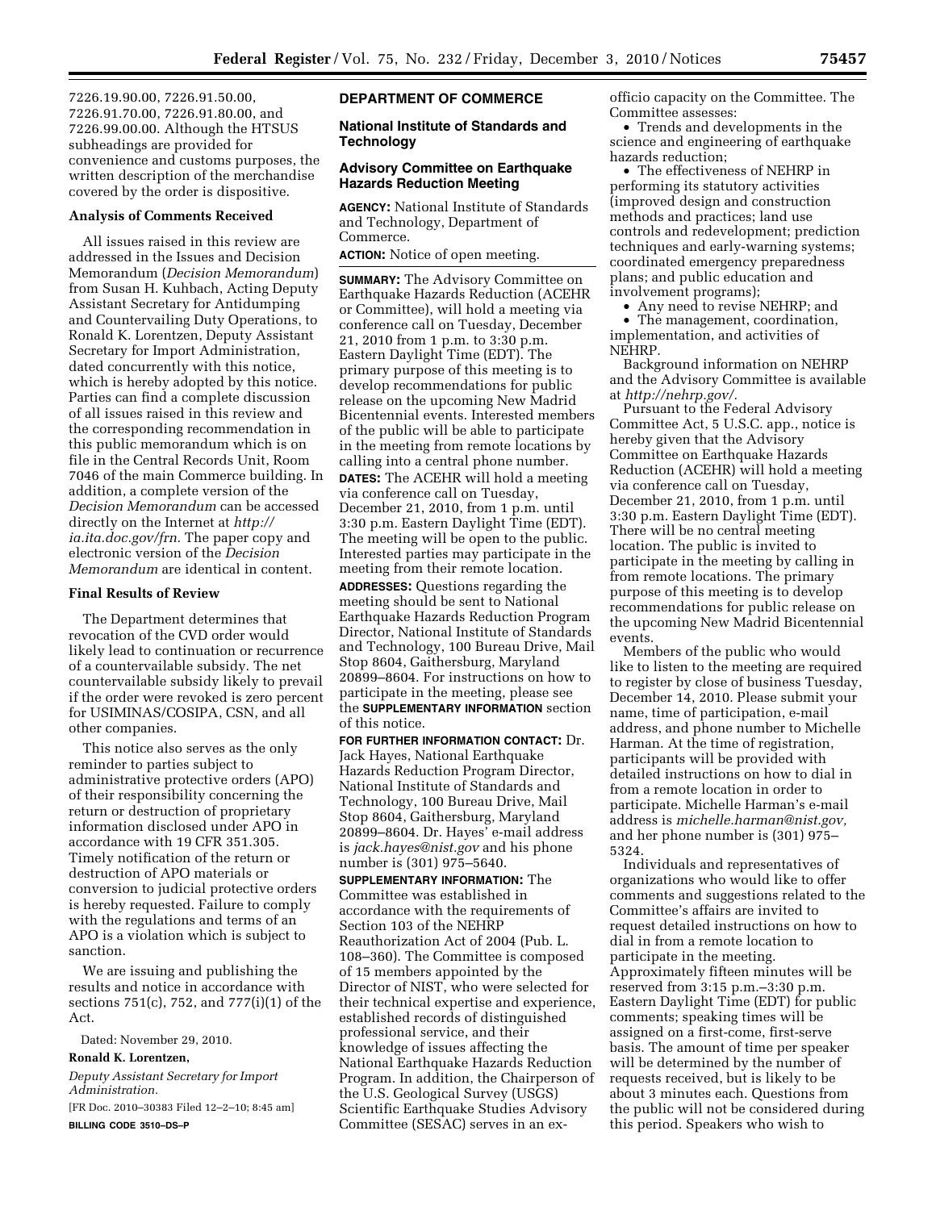7226.19.90.00, 7226.91.50.00, 7226.91.70.00, 7226.91.80.00, and 7226.99.00.00. Although the HTSUS subheadings are provided for convenience and customs purposes, the written description of the merchandise covered by the order is dispositive.

### Analysis of Comments Received

All issues raised in this review are addressed in the Issues and Decision Memorandum (*Decision Memorandum*) from Susan H. Kuhbach, Acting Deputy Assistant Secretary for Antidumping and Countervailing Duty Operations, to Ronald K. Lorentzen, Deputy Assistant Secretary for Import Administration, dated concurrently with this notice, which is hereby adopted by this notice. Parties can find a complete discussion of all issues raised in this review and the corresponding recommendation in this public memorandum which is on file in the Central Records Unit, Room 7046 of the main Commerce building. In addition, a complete version of the *Decision Memorandum* can be accessed directly on the Internet at *http://ia.ita.doc.gov/frn.* The paper copy and electronic version of the *Decision Memorandum* are identical in content.

### Final Results of Review

The Department determines that revocation of the CVD order would likely lead to continuation or recurrence of a countervailable subsidy. The net countervailable subsidy likely to prevail if the order were revoked is zero percent for USIMINAS/COSIPA, CSN, and all other companies.

This notice also serves as the only reminder to parties subject to administrative protective orders (APO) of their responsibility concerning the return or destruction of proprietary information disclosed under APO in accordance with 19 CFR 351.305. Timely notification of the return or destruction of APO materials or conversion to judicial protective orders is hereby requested. Failure to comply with the regulations and terms of an APO is a violation which is subject to sanction.

We are issuing and publishing the results and notice in accordance with sections 751(c), 752, and 777(i)(1) of the Act.

Dated: November 29, 2010.

**Ronald K. Lorentzen,**

*Deputy Assistant Secretary for Import Administration.*

[FR Doc. 2010–30383 Filed 12–2–10; 8:45 am]

**BILLING CODE 3510–DS–P**

## DEPARTMENT OF COMMERCE

### National Institute of Standards and Technology

### Advisory Committee on Earthquake Hazards Reduction Meeting

**AGENCY:** National Institute of Standards and Technology, Department of Commerce.

**ACTION:** Notice of open meeting.

**SUMMARY:** The Advisory Committee on Earthquake Hazards Reduction (ACEHR or Committee), will hold a meeting via conference call on Tuesday, December 21, 2010 from 1 p.m. to 3:30 p.m. Eastern Daylight Time (EDT). The primary purpose of this meeting is to develop recommendations for public release on the upcoming New Madrid Bicentennial events. Interested members of the public will be able to participate in the meeting from remote locations by calling into a central phone number.

**DATES:** The ACEHR will hold a meeting via conference call on Tuesday, December 21, 2010, from 1 p.m. until 3:30 p.m. Eastern Daylight Time (EDT). The meeting will be open to the public. Interested parties may participate in the meeting from their remote location.

**ADDRESSES:** Questions regarding the meeting should be sent to National Earthquake Hazards Reduction Program Director, National Institute of Standards and Technology, 100 Bureau Drive, Mail Stop 8604, Gaithersburg, Maryland 20899–8604. For instructions on how to participate in the meeting, please see the **SUPPLEMENTARY INFORMATION** section of this notice.

**FOR FURTHER INFORMATION CONTACT:** Dr. Jack Hayes, National Earthquake Hazards Reduction Program Director, National Institute of Standards and Technology, 100 Bureau Drive, Mail Stop 8604, Gaithersburg, Maryland 20899–8604. Dr. Hayes' e-mail address is *jack.hayes@nist.gov* and his phone number is (301) 975–5640.

**SUPPLEMENTARY INFORMATION:** The Committee was established in accordance with the requirements of Section 103 of the NEHRP Reauthorization Act of 2004 (Pub. L. 108–360). The Committee is composed of 15 members appointed by the Director of NIST, who were selected for their technical expertise and experience, established records of distinguished professional service, and their knowledge of issues affecting the National Earthquake Hazards Reduction Program. In addition, the Chairperson of the U.S. Geological Survey (USGS) Scientific Earthquake Studies Advisory Committee (SESAC) serves in an ex-officio capacity on the Committee. The Committee assesses:

- Trends and developments in the science and engineering of earthquake hazards reduction;
- The effectiveness of NEHRP in performing its statutory activities (improved design and construction methods and practices; land use controls and redevelopment; prediction techniques and early-warning systems; coordinated emergency preparedness plans; and public education and involvement programs);
- Any need to revise NEHRP; and
- The management, coordination, implementation, and activities of NEHRP.

Background information on NEHRP and the Advisory Committee is available at *http://nehrp.gov/.*

Pursuant to the Federal Advisory Committee Act, 5 U.S.C. app., notice is hereby given that the Advisory Committee on Earthquake Hazards Reduction (ACEHR) will hold a meeting via conference call on Tuesday, December 21, 2010, from 1 p.m. until 3:30 p.m. Eastern Daylight Time (EDT). There will be no central meeting location. The public is invited to participate in the meeting by calling in from remote locations. The primary purpose of this meeting is to develop recommendations for public release on the upcoming New Madrid Bicentennial events.

Members of the public who would like to listen to the meeting are required to register by close of business Tuesday, December 14, 2010. Please submit your name, time of participation, e-mail address, and phone number to Michelle Harman. At the time of registration, participants will be provided with detailed instructions on how to dial in from a remote location in order to participate. Michelle Harman's e-mail address is *michelle.harman@nist.gov,* and her phone number is (301) 975–5324.

Individuals and representatives of organizations who would like to offer comments and suggestions related to the Committee's affairs are invited to request detailed instructions on how to dial in from a remote location to participate in the meeting. Approximately fifteen minutes will be reserved from 3:15 p.m.–3:30 p.m. Eastern Daylight Time (EDT) for public comments; speaking times will be assigned on a first-come, first-serve basis. The amount of time per speaker will be determined by the number of requests received, but is likely to be about 3 minutes each. Questions from the public will not be considered during this period. Speakers who wish to